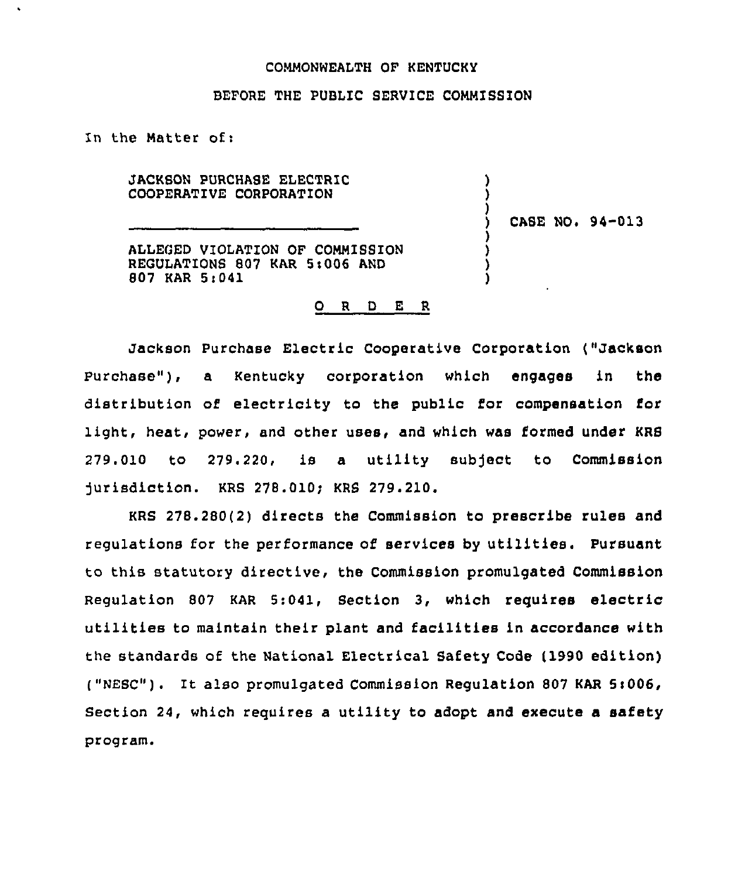COMMONWEALTH OF KENTUCKY

BEFORE THE PUBLIC SERVICE COMMISSION

In the Matter of:

JACKSON PURCHASE ELECTRIC COOPERATIVE CORPORATION

ALLEGED VIOLATION OF COMMISSION REGULATIONS 807 KAR 5:006 AND 807 KAR 5:041

CASE NO. 94-013

O R D E R

Jackson Purchase Electric Cooperative Corporation ("Jackson Purchase"), a Kentucky corporation which engages in the distribution of electricity to the public for compensation for light, heat, power, and other uses, and which was formed under KRS 279.010 to 279.220, is a utility subject to Commission jurisdiction. KRS 278.010; KRS 279.210.

KRS 278.280(2) directs the Commission to prescribe rules and regulations for the performance of services by utilities. Pursuant to this statutory directive, the Commission promulgated Commission Regulation 807 KAR 5:041, Section 3, which requires electric utilities to maintain their plant and facilities in accordance with the standards of the National Electrical Safety Code (1990 edition) ("NESC"). It also promulgated Commission Regulation 807 KAR 5:006, Section 24, which requires a utility to adopt and execute a safety program.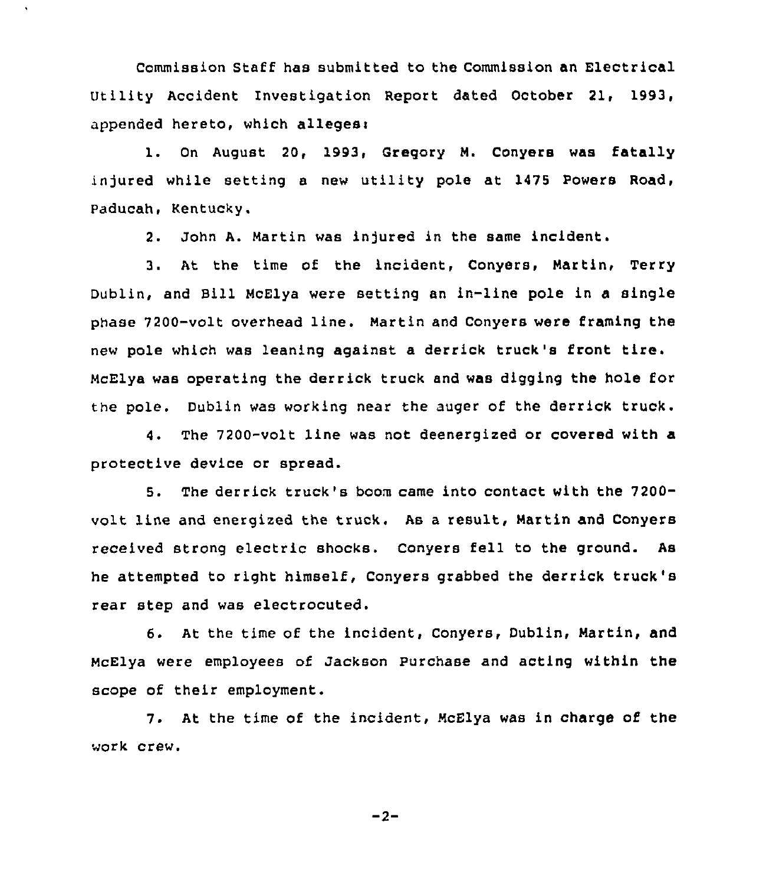Commission Staff has submitted to the Commission an Electrical Utility Accident Investigation Report dated October 21, 1993, appended hereto, which alleges:

1. On August 20, 1993, Gregory M. Conyers was fatally injured while setting a new utility pole at 1475 Powers Road, Paducah, Kentucky.

2. John A. Martin was injured in the same incident.

3. At the time of the incident, Conyers, Martin, Terry Dublin, and Bill McElya were setting an in-line pole in a single phase 7200-volt overhead line. Martin and Conyers were framing the new pole which was leaning against a derrick truck's front tire. McElya was operating the derrick truck and was digging the hole for the pole. Dublin was working near the auger of the derrick truck.

4. The 7200-volt line was not deenergized or covered with a protective device or spread.

5. The derrick truck's boom came into contact with the 7200-volt line and energized the truck. As a result, Martin and Conyers received strong electric shocks. Conyers fell to the ground. As he attempted to right himself, Conyers grabbed the derrick truck's rear step and was electrocuted.

6. At the time of the incident, Conyers, Dublin, Martin, and McElya were employees of Jackson Purchase and acting within the scope of their employment.

7. At the time of the incident, McElya was in charge of the work crew.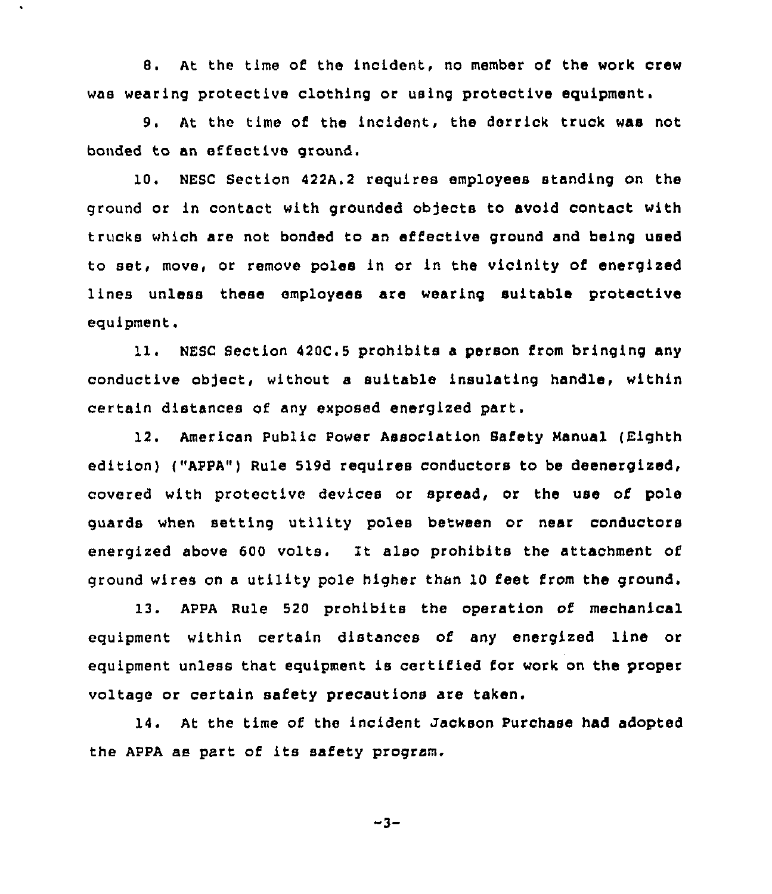8. At the time of the incident, no member of the work crew was wearing protective clothing or using protective equipment.

9. At the time of the incident, the derrick truck was not bonded to an effective ground.

10. NESC Section 422A.2 requires employees standing on the ground or in contact with grounded objects to avoid contact with trucks which are not bonded to an effective ground and being used to set, move, or remove poles in or in the vicinity of energized lines unless these employees are wearing suitable protective equipment.

11. NESC Section 420C.5 prohibits a person from bringing any conductive object, without a suitable insulating handle, within certain distances of any exposed energized part.

12. American Public Power Association Safety Manual (Eighth edition) ("APPA") Rule 519d requires conductors to be deenergized, covered with protective devices or spread, or the use of pole guards when setting utility poles between or near conductors energized above 600 volts. It also prohibits the attachment of ground wires on a utility pole higher than 10 feet from the ground.

13. APPA Rule 520 prohibits the operation of mechanical equipment within certain distances of any energized line or equipment unless that equipment is certified for work on the proper voltage or certain safety precautions are taken.

14. At the time of the incident Jackson Purchase had adopted the APPA as part of its safety program.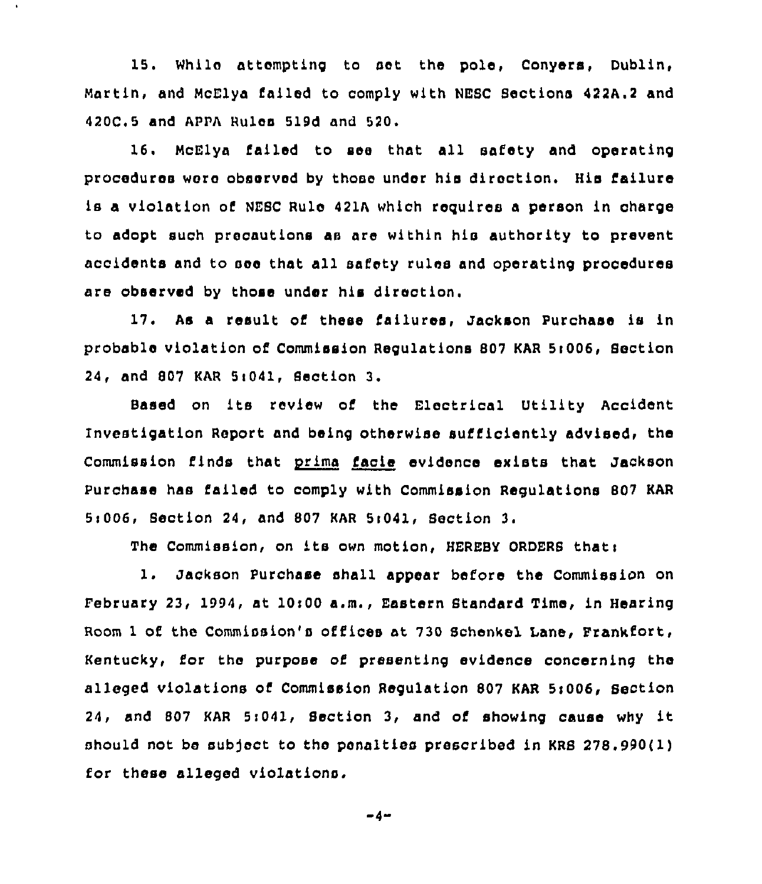15. While attempting to set the pole, Conyers, Dublin, Martin, and McElya failed to comply with NESC Sections 422A.2 and 420C.5 and APPA Rules 519d and 520.

16. McElya failed to see that all safety and operating procedures were observed by those under his direction. His failure is a violation of NESC Rule 421A which requires a person in charge to adopt such precautions as are within his authority to prevent accidents and to see that all safety rules and operating procedures are observed by those under his direction.

17. As a result of these failures, Jackson Purchase is in probable violation of Commission Regulations 807 KAR 5:006, Section 24, and 807 KAR 5:041, Section 3.

Based on its review of the Electrical Utility Accident Investigation Report and being otherwise sufficiently advised, the Commission finds that prima facie evidence exists that Jackson Purchase has failed to comply with Commission Regulations 807 KAR 5:006, Section 24, and 807 KAR 5:041, Section 3.

The Commission, on its own motion, HEREBY ORDERS that:

1. Jackson Purchase shall appear before the Commission on February 23, 1994, at 10:00 a.m., Eastern Standard Time, in Hearing Room 1 of the Commission's offices at 730 Schenkel Lane, Frankfort, Kentucky, for the purpose of presenting evidence concerning the alleged violations of Commission Regulation 807 KAR 5:006, Section 24, and 807 KAR 5:041, Section 3, and of showing cause why it should not be subject to the penalties prescribed in KRS 278.990(1) for these alleged violations.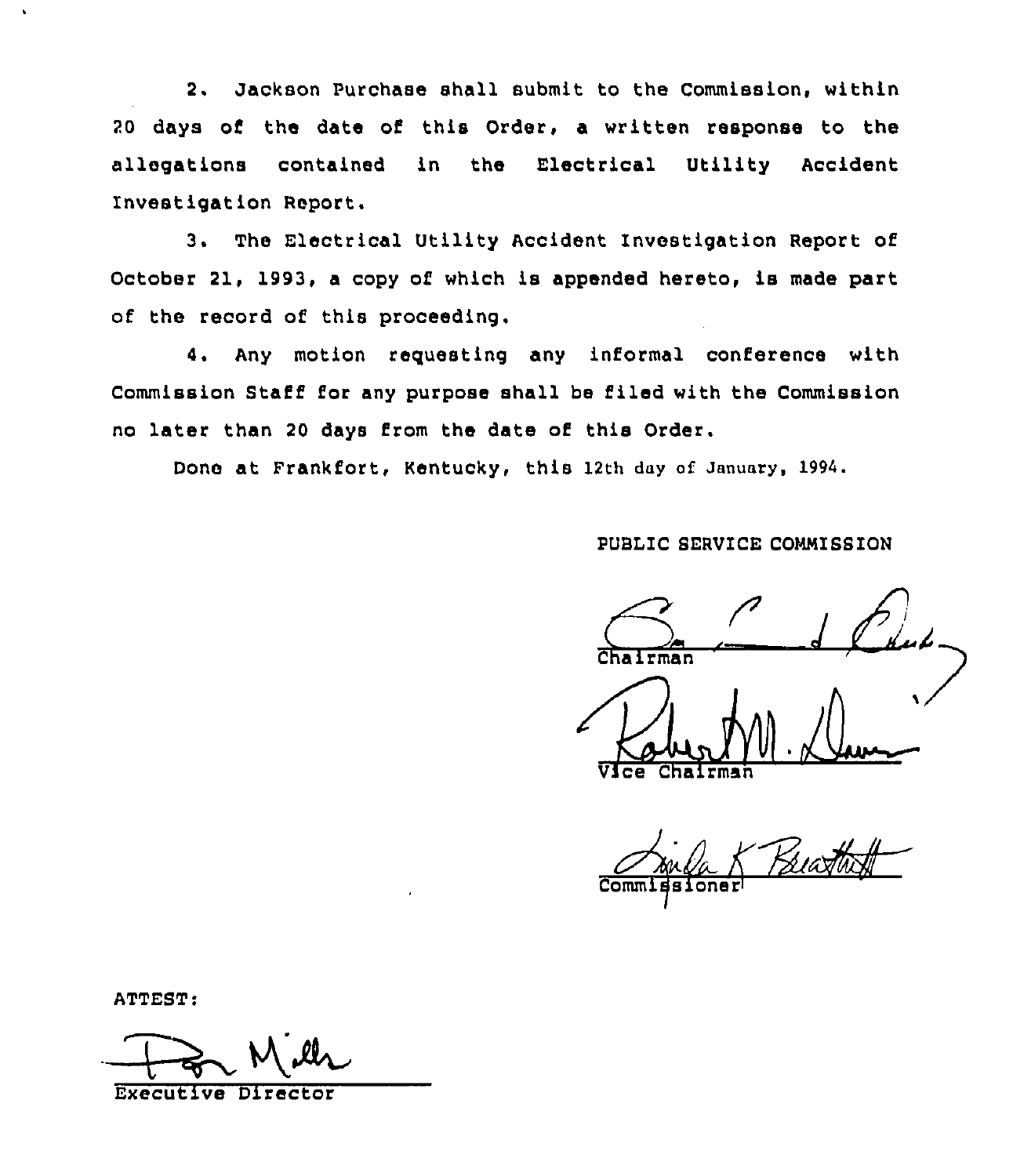2. Jackson Purchase shall submit to the Commission, within 20 days of the date of this Order, a written response to the allegations contained in the Electrical Utility Accident Investigation Report.

3. The Electrical Utility Accident Investigation Report of October 21, 1993, a copy of which is appended hereto, is made part of the record of this proceeding.

4. Any motion requesting any informal conference with Commission Staff for any purpose shall be filed with the Commission no later than 20 days from the date of this Order.

Done at Frankfort, Kentucky, this 12th day of January, 1994.

PUBLIC SERVICE COMMISSION

Chairman

Vice Chairman

Commissioner

ATTEST:

Executive Director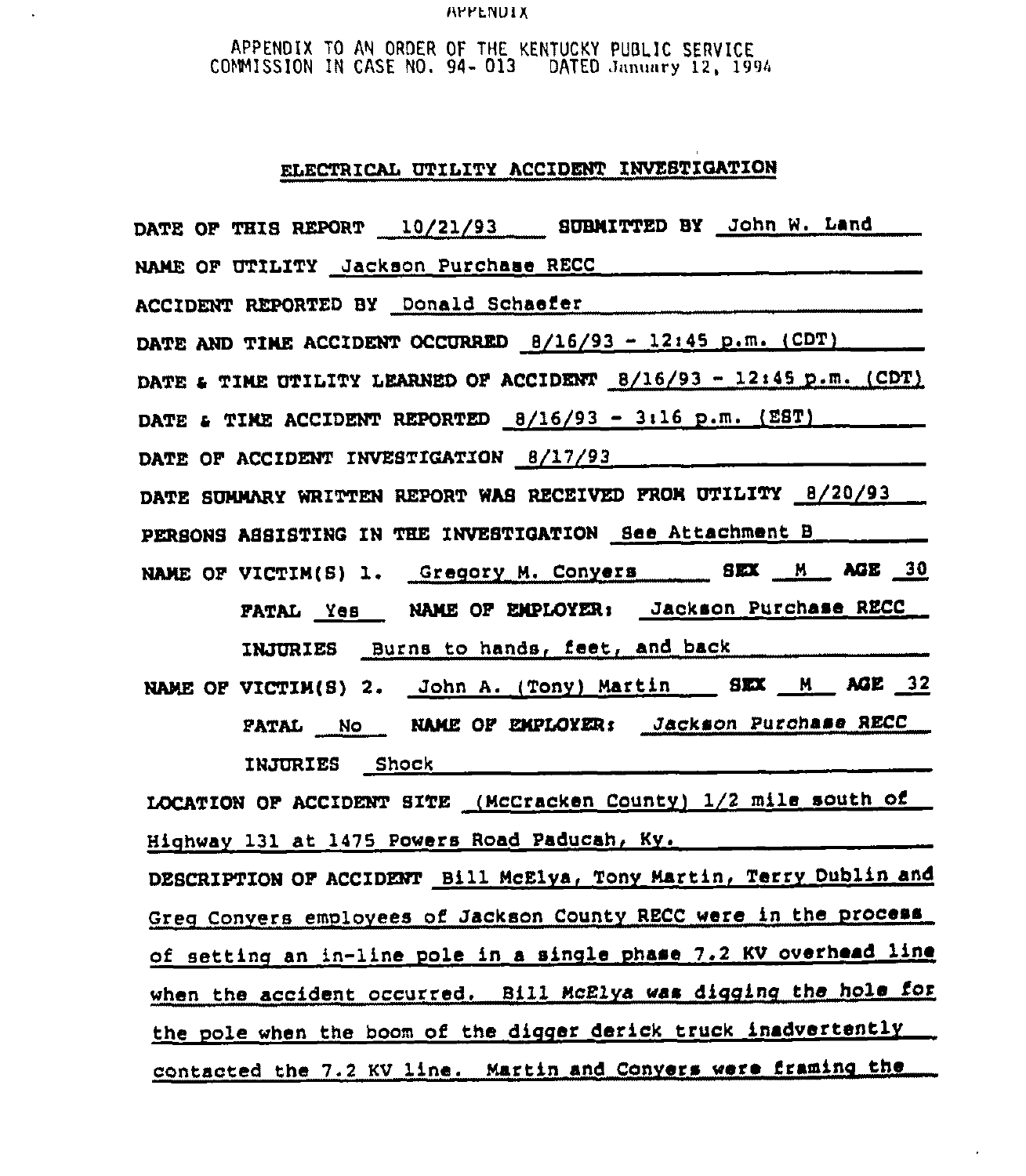APPENDIX

APPENDIX TO AN ORDER OF THE KENTUCKY PUBLIC SERVICE COMMISSION IN CASE NO. 94- 013 DATED January 12, 1994

## ELECTRICAL UTILITY ACCIDENT INVESTIGATION

**DATE OF THIS REPORT** 10/21/93 **SUBMITTED BY** John W. Land

**NAME OF UTILITY** Jackson Purchase RECC

**ACCIDENT REPORTED BY** Donald Schaefer

**DATE AND TIME ACCIDENT OCCURRED** 8/16/93 - 12:45 p.m. (CDT)

**DATE & TIME UTILITY LEARNED OF ACCIDENT** 8/16/93 - 12:45 p.m. (CDT)

**DATE & TIME ACCIDENT REPORTED** 8/16/93 - 3:16 p.m. (EST)

**DATE OF ACCIDENT INVESTIGATION** 8/17/93

**DATE SUMMARY WRITTEN REPORT WAS RECEIVED FROM UTILITY** 8/20/93

**PERSONS ASSISTING IN THE INVESTIGATION** See Attachment B

**NAME OF VICTIM(S) 1.** Gregory M. Conyers **SEX** M **AGE** 30

**FATAL** Yes **NAME OF EMPLOYER:** Jackson Purchase RECC

**INJURIES** Burns to hands, feet, and back

**NAME OF VICTIM(S) 2.** John A. (Tony) Martin **SEX** M **AGE** 32

**FATAL** No **NAME OF EMPLOYER:** Jackson Purchase RECC

**INJURIES** Shock

**LOCATION OF ACCIDENT SITE** (McCracken County) 1/2 mile south of Highway 131 at 1475 Powers Road Paducah, Ky.

**DESCRIPTION OF ACCIDENT** Bill McElya, Tony Martin, Terry Dublin and Greg Conyers employees of Jackson County RECC were in the process of setting an in-line pole in a single phase 7.2 KV overhead line when the accident occurred. Bill McElya was digging the hole for the pole when the boom of the digger derick truck inadvertently contacted the 7.2 KV line. Martin and Conyers were framing the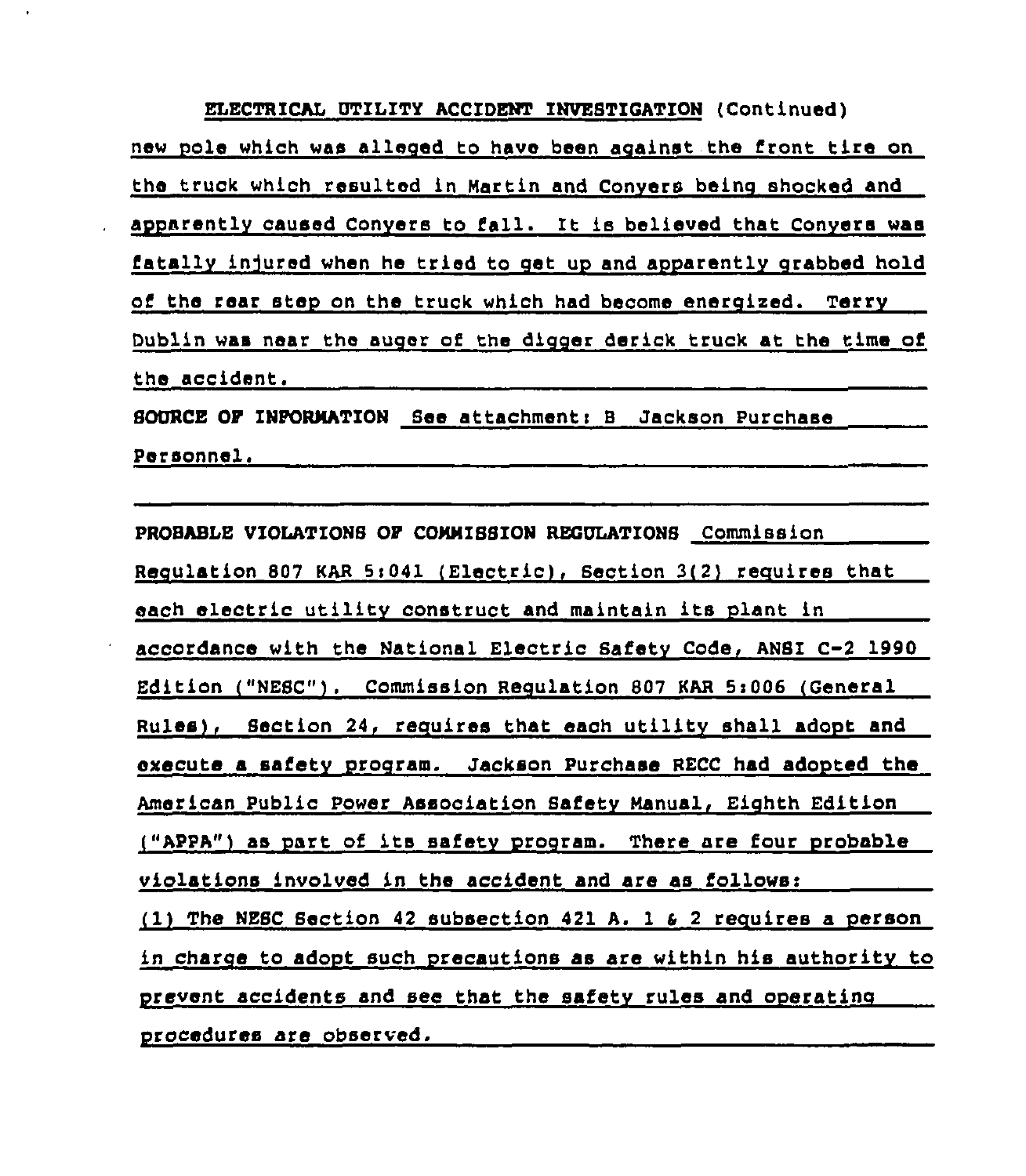**ELECTRICAL UTILITY ACCIDENT INVESTIGATION** (Continued)

new pole which was alleged to have been against the front tire on the truck which resulted in Martin and Conyers being shocked and apparently caused Conyers to fall. It is believed that Conyers was fatally injured when he tried to get up and apparently grabbed hold of the rear step on the truck which had become energized. Terry Dublin was near the auger of the digger derick truck at the time of the accident.

**SOURCE OF INFORMATION** See attachment: B Jackson Purchase Personnel.

**PROBABLE VIOLATIONS OF COMMISSION REGULATIONS** Commission Regulation 807 KAR 5:041 (Electric), Section 3(2) requires that each electric utility construct and maintain its plant in accordance with the National Electric Safety Code, ANSI C-2 1990 Edition ("NESC"). Commission Regulation 807 KAR 5:006 (General Rules), Section 24, requires that each utility shall adopt and execute a safety program. Jackson Purchase RECC had adopted the American Public Power Association Safety Manual, Eighth Edition ("APPA") as part of its safety program. There are four probable violations involved in the accident and are as follows:

(1) The NESC Section 42 subsection 421 A. 1 & 2 requires a person in charge to adopt such precautions as are within his authority to prevent accidents and see that the safety rules and operating procedures are observed.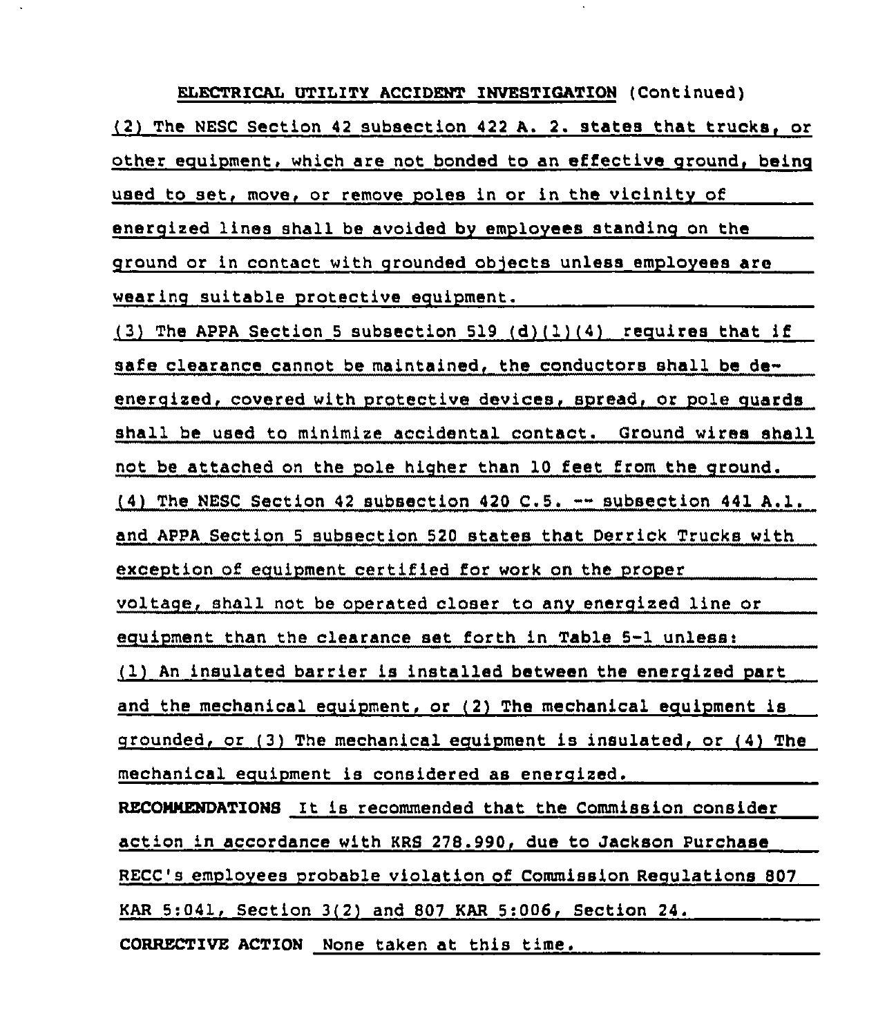**ELECTRICAL UTILITY ACCIDENT INVESTIGATION** (Continued)

(2) The NESC Section 42 subsection 422 A. 2. states that trucks, or other equipment, which are not bonded to an effective ground, being used to set, move, or remove poles in or in the vicinity of energized lines shall be avoided by employees standing on the ground or in contact with grounded objects unless employees are wearing suitable protective equipment.

(3) The APPA Section 5 subsection 519 (d)(1)(4) requires that if safe clearance cannot be maintained, the conductors shall be de-energized, covered with protective devices, spread, or pole guards shall be used to minimize accidental contact. Ground wires shall not be attached on the pole higher than 10 feet from the ground.

(4) The NESC Section 42 subsection 420 C.5. -- subsection 441 A.1. and APPA Section 5 subsection 520 states that Derrick Trucks with exception of equipment certified for work on the proper voltage, shall not be operated closer to any energized line or equipment than the clearance set forth in Table 5-1 unless: (1) An insulated barrier is installed between the energized part and the mechanical equipment, or (2) The mechanical equipment is grounded, or (3) The mechanical equipment is insulated, or (4) The mechanical equipment is considered as energized.

**RECOMMENDATIONS** It is recommended that the Commission consider action in accordance with KRS 278.990, due to Jackson Purchase RECC's employees probable violation of Commission Regulations 807 KAR 5:041, Section 3(2) and 807 KAR 5:006, Section 24.

**CORRECTIVE ACTION** None taken at this time.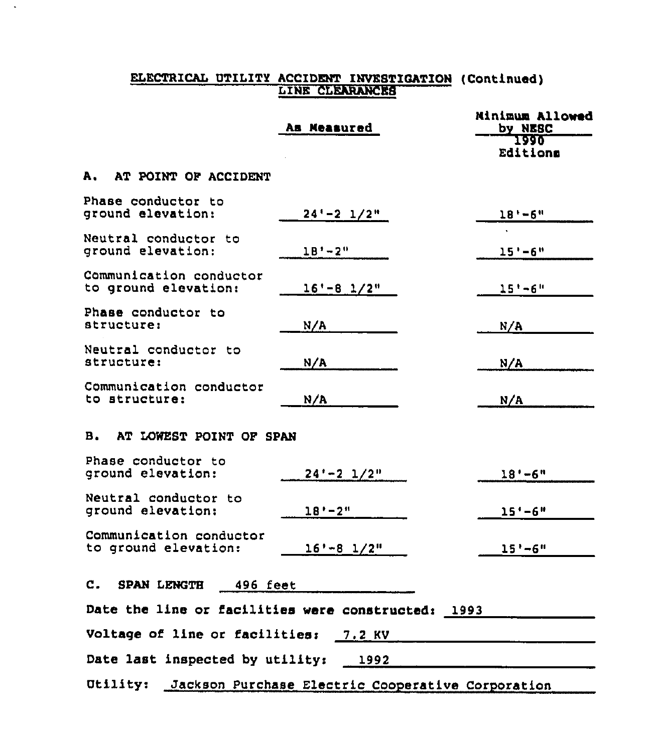## ELECTRICAL UTILITY ACCIDENT INVESTIGATION (Continued)
### LINE CLEARANCES

| | As Measured | Minimum Allowed by NESC 1990 Editions |
|---|---|---|
| **A. AT POINT OF ACCIDENT** | | |
| Phase conductor to ground elevation: | 24'-2 1/2" | 18'-6" |
| Neutral conductor to ground elevation: | 18'-2" | 15'-6" |
| Communication conductor to ground elevation: | 16'-8 1/2" | 15'-6" |
| Phase conductor to structure: | N/A | N/A |
| Neutral conductor to structure: | N/A | N/A |
| Communication conductor to structure: | N/A | N/A |
| **B. AT LOWEST POINT OF SPAN** | | |
| Phase conductor to ground elevation: | 24'-2 1/2" | 18'-6" |
| Neutral conductor to ground elevation: | 18'-2" | 15'-6" |
| Communication conductor to ground elevation: | 16'-8 1/2" | 15'-6" |

**C. SPAN LENGTH** 496 feet

**Date the line or facilities were constructed:** 1993

**Voltage of line or facilities:** 7.2 KV

**Date last inspected by utility:** 1992

**Utility:** Jackson Purchase Electric Cooperative Corporation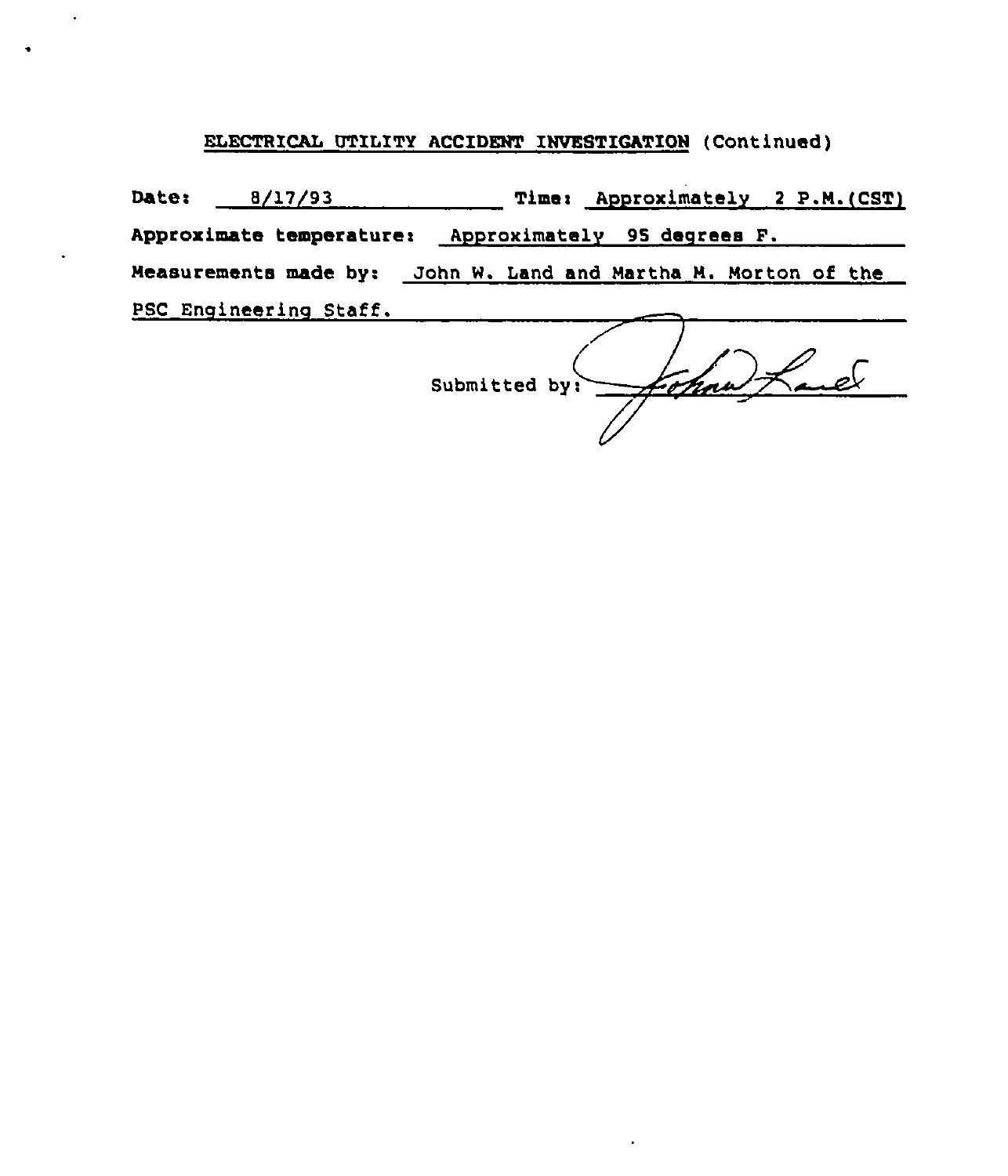## ELECTRICAL UTILITY ACCIDENT INVESTIGATION (Continued)

**Date:** 8/17/93 **Time:** Approximately 2 P.M.(CST)

**Approximate temperature:** Approximately 95 degrees F.

**Measurements made by:** John W. Land and Martha M. Morton of the PSC Engineering Staff.

Submitted by: John Land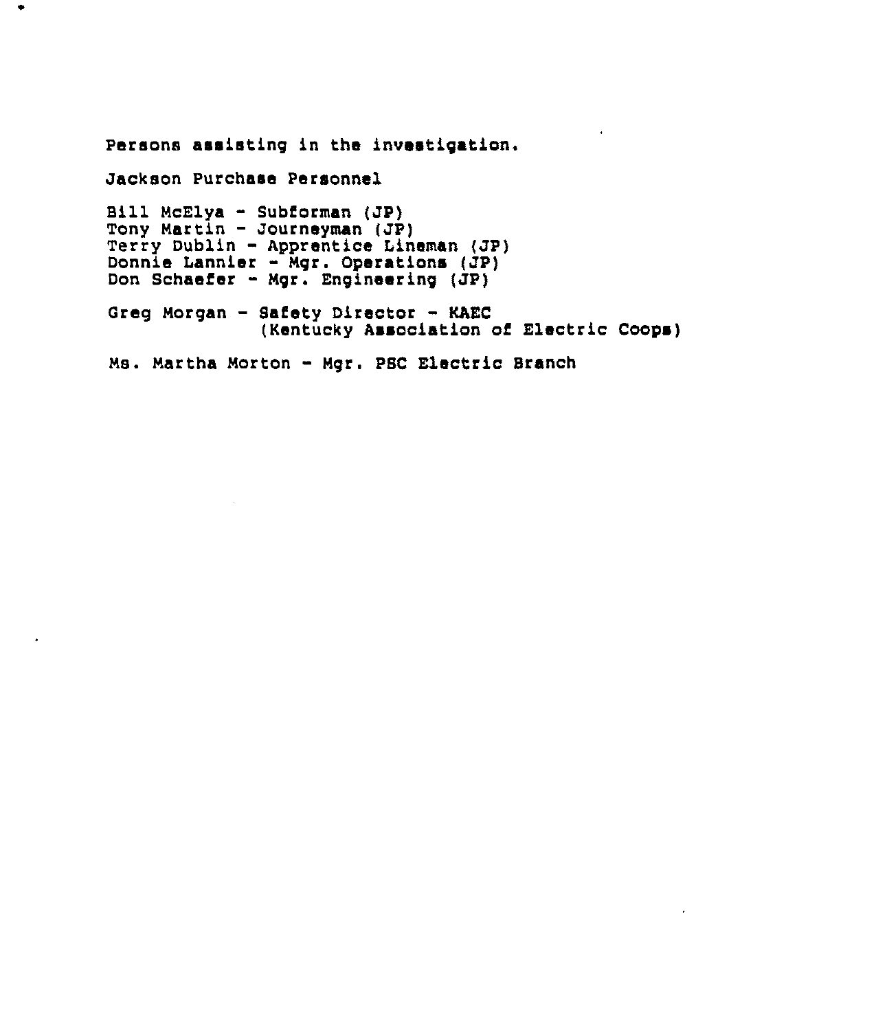Persons assisting in the investigation.

Jackson Purchase Personnel

Bill McElya - Subforman (JP)
Tony Martin - Journeyman (JP)
Terry Dublin - Apprentice Lineman (JP)
Donnie Lannier - Mgr. Operations (JP)
Don Schaefer - Mgr. Engineering (JP)

Greg Morgan - Safety Director - KAEC
(Kentucky Association of Electric Coops)

Ms. Martha Morton - Mgr. PSC Electric Branch